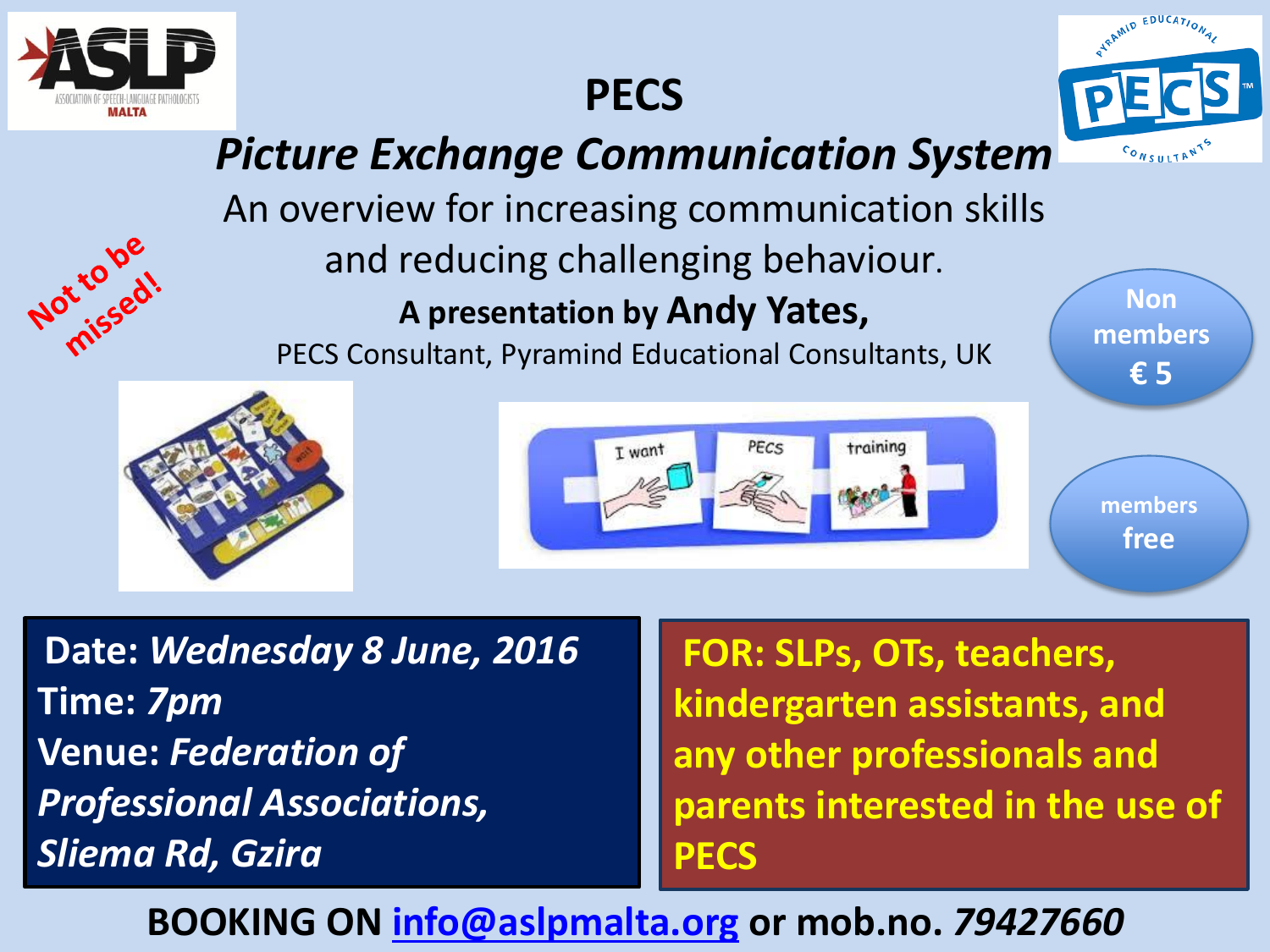ASLP

ASSOCIATION OF SPEECH-LANGUAGE PATHOLOGISTS MALTA

# PECS

## *Picture Exchange Communication System*

An overview for increasing communication skills and reducing challenging behaviour.

**A presentation by Andy Yates,**

PECS Consultant, Pyramind Educational Consultants, UK

Not to be missed!

PYRAMID EDUCATIONAL PECS™ CONSULTANTS

**Non members € 5**

**members free**

I want | PECS | training

**Date:** ***Wednesday 8 June, 2016***
**Time:** ***7pm***
**Venue:** ***Federation of Professional Associations, Sliema Rd, Gzira***

**FOR: SLPs, OTs, teachers, kindergarten assistants, and any other professionals and parents interested in the use of PECS**

**BOOKING ON info@aslpmalta.org or mob.no. *79427660***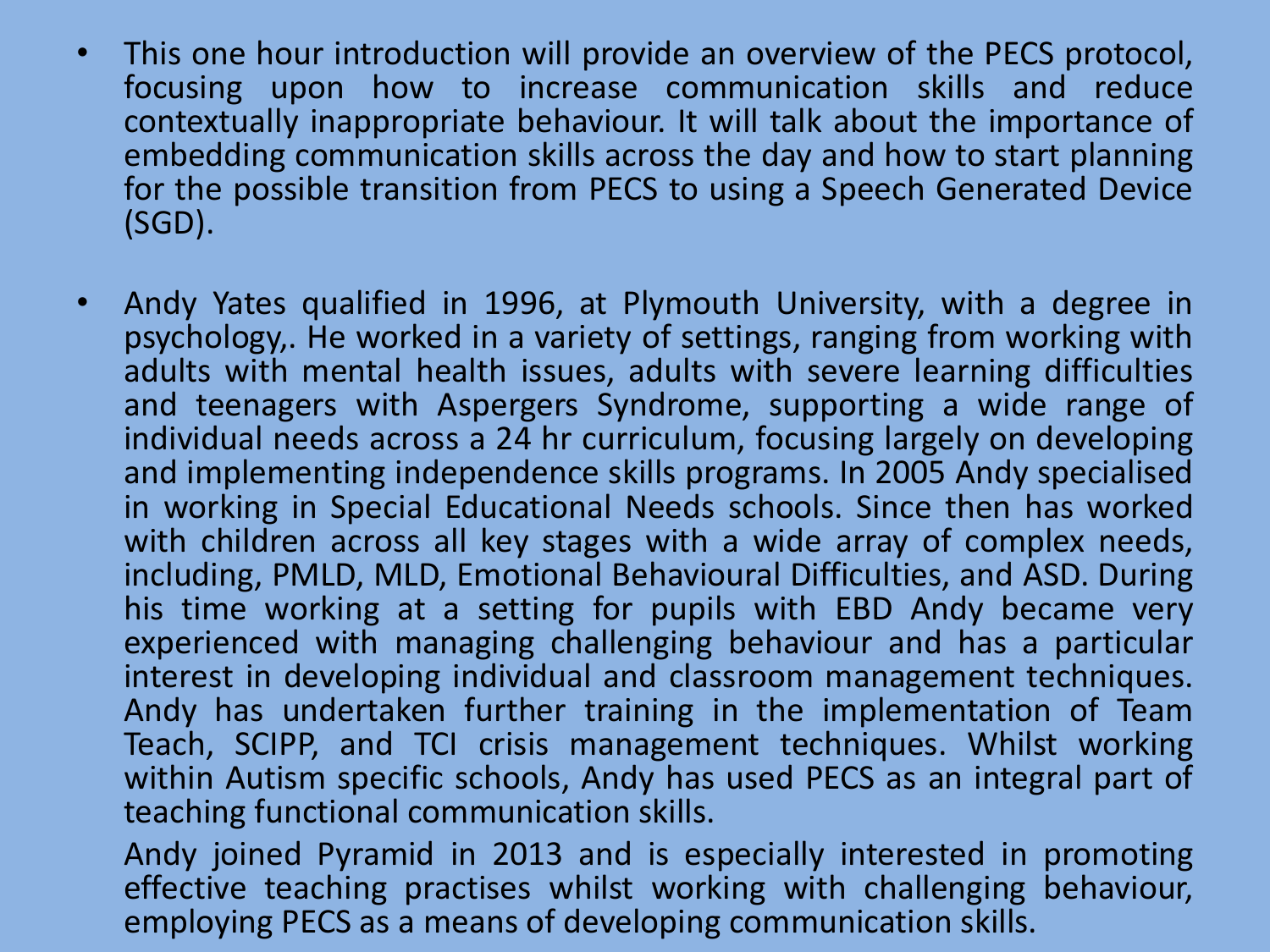- This one hour introduction will provide an overview of the PECS protocol, focusing upon how to increase communication skills and reduce contextually inappropriate behaviour. It will talk about the importance of embedding communication skills across the day and how to start planning for the possible transition from PECS to using a Speech Generated Device (SGD).

- Andy Yates qualified in 1996, at Plymouth University, with a degree in psychology,. He worked in a variety of settings, ranging from working with adults with mental health issues, adults with severe learning difficulties and teenagers with Aspergers Syndrome, supporting a wide range of individual needs across a 24 hr curriculum, focusing largely on developing and implementing independence skills programs. In 2005 Andy specialised in working in Special Educational Needs schools. Since then has worked with children across all key stages with a wide array of complex needs, including, PMLD, MLD, Emotional Behavioural Difficulties, and ASD. During his time working at a setting for pupils with EBD Andy became very experienced with managing challenging behaviour and has a particular interest in developing individual and classroom management techniques. Andy has undertaken further training in the implementation of Team Teach, SCIPP, and TCI crisis management techniques. Whilst working within Autism specific schools, Andy has used PECS as an integral part of teaching functional communication skills.

  Andy joined Pyramid in 2013 and is especially interested in promoting effective teaching practises whilst working with challenging behaviour, employing PECS as a means of developing communication skills.